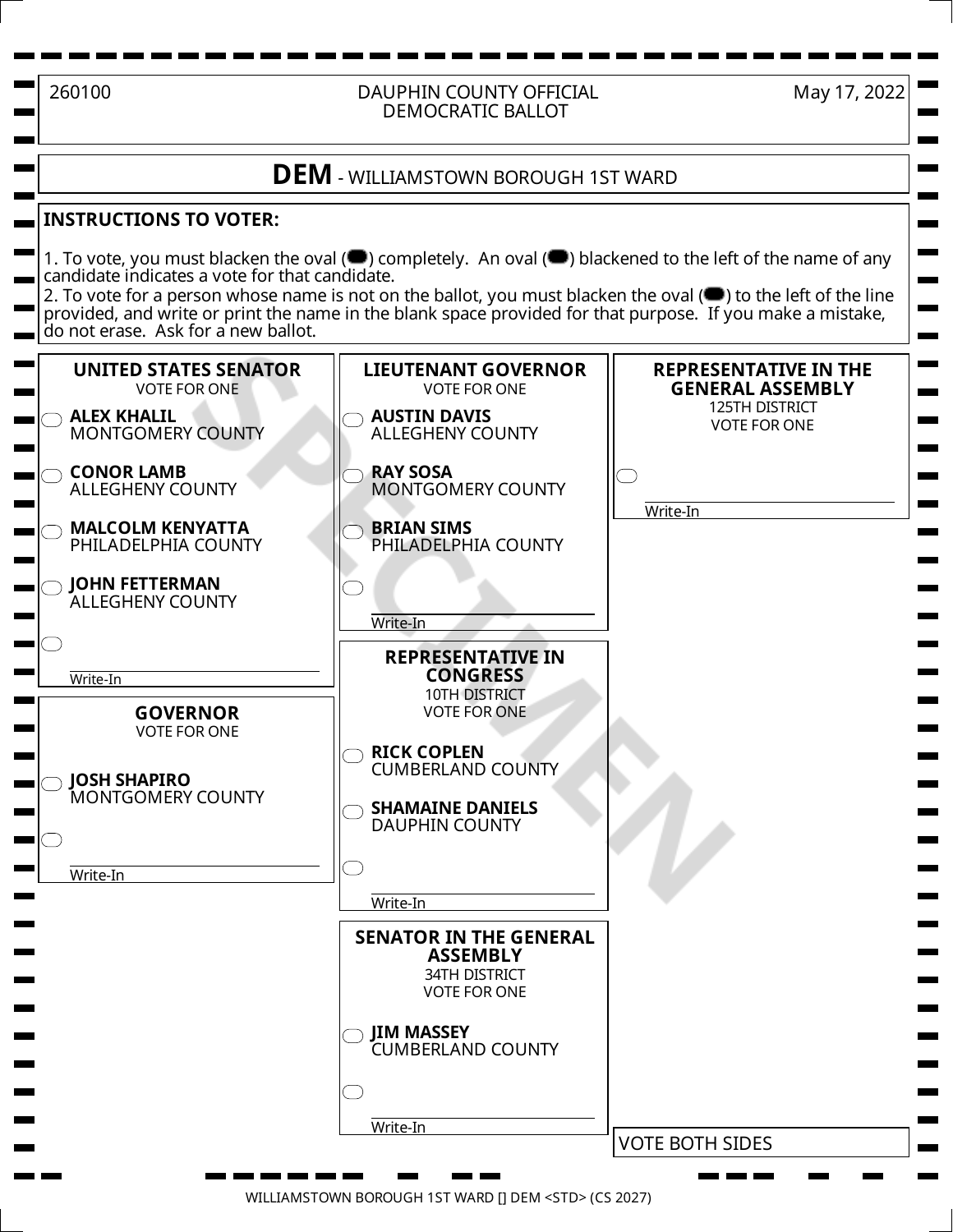260100

DAUPHIN COUNTY OFFICIAL
DEMOCRATIC BALLOT

May 17, 2022

# DEM - WILLIAMSTOWN BOROUGH 1ST WARD

**INSTRUCTIONS TO VOTER:**

1. To vote, you must blacken the oval (⬬) completely. An oval (⬬) blackened to the left of the name of any candidate indicates a vote for that candidate.
2. To vote for a person whose name is not on the ballot, you must blacken the oval (⬬) to the left of the line provided, and write or print the name in the blank space provided for that purpose. If you make a mistake, do not erase. Ask for a new ballot.

## UNITED STATES SENATOR
VOTE FOR ONE

- ⬭ **ALEX KHALIL**
  MONTGOMERY COUNTY
- ⬭ **CONOR LAMB**
  ALLEGHENY COUNTY
- ⬭ **MALCOLM KENYATTA**
  PHILADELPHIA COUNTY
- ⬭ **JOHN FETTERMAN**
  ALLEGHENY COUNTY
- ⬭ ______________ Write-In

## GOVERNOR
VOTE FOR ONE

- ⬭ **JOSH SHAPIRO**
  MONTGOMERY COUNTY
- ⬭ ______________ Write-In

## LIEUTENANT GOVERNOR
VOTE FOR ONE

- ⬭ **AUSTIN DAVIS**
  ALLEGHENY COUNTY
- ⬭ **RAY SOSA**
  MONTGOMERY COUNTY
- ⬭ **BRIAN SIMS**
  PHILADELPHIA COUNTY
- ⬭ ______________ Write-In

## REPRESENTATIVE IN CONGRESS
10TH DISTRICT
VOTE FOR ONE

- ⬭ **RICK COPLEN**
  CUMBERLAND COUNTY
- ⬭ **SHAMAINE DANIELS**
  DAUPHIN COUNTY
- ⬭ ______________ Write-In

## SENATOR IN THE GENERAL ASSEMBLY
34TH DISTRICT
VOTE FOR ONE

- ⬭ **JIM MASSEY**
  CUMBERLAND COUNTY
- ⬭ ______________ Write-In

## REPRESENTATIVE IN THE GENERAL ASSEMBLY
125TH DISTRICT
VOTE FOR ONE

- ⬭ ______________ Write-In

VOTE BOTH SIDES

WILLIAMSTOWN BOROUGH 1ST WARD [] DEM <STD> (CS 2027)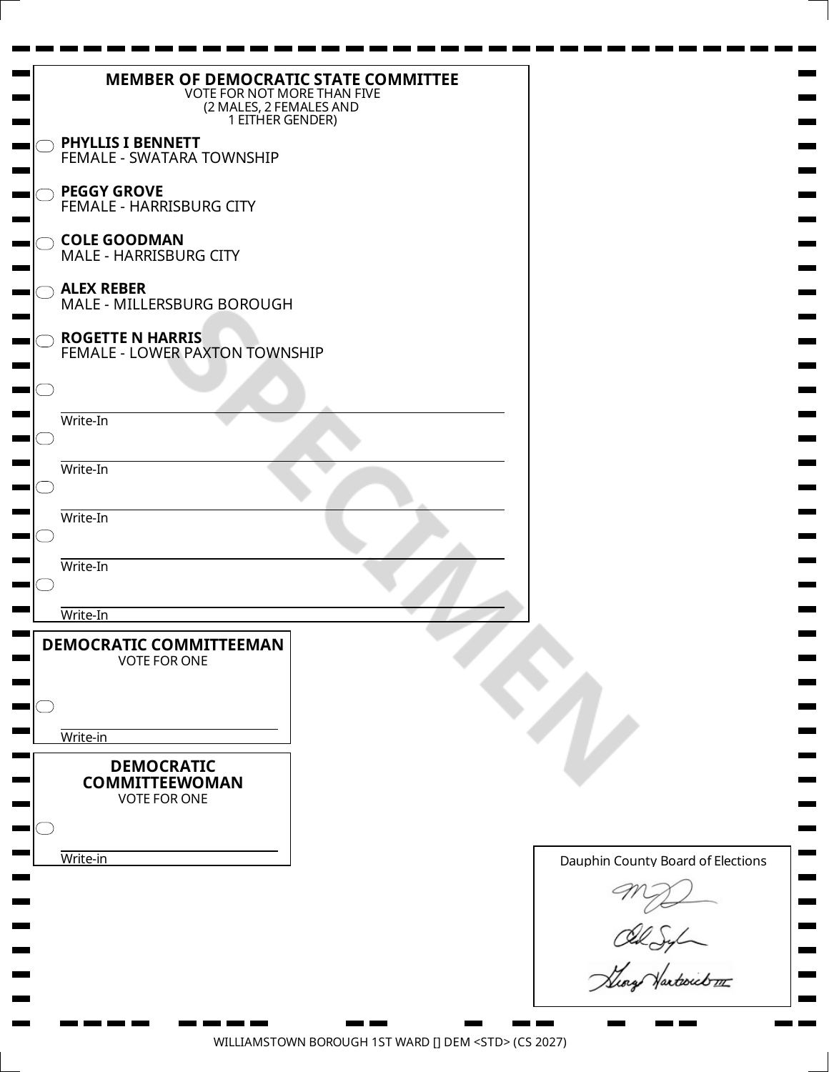## MEMBER OF DEMOCRATIC STATE COMMITTEE

VOTE FOR NOT MORE THAN FIVE
(2 MALES, 2 FEMALES AND
1 EITHER GENDER)

- **PHYLLIS I BENNETT**
  FEMALE - SWATARA TOWNSHIP
- **PEGGY GROVE**
  FEMALE - HARRISBURG CITY
- **COLE GOODMAN**
  MALE - HARRISBURG CITY
- **ALEX REBER**
  MALE - MILLERSBURG BOROUGH
- **ROGETTE N HARRIS**
  FEMALE - LOWER PAXTON TOWNSHIP
- Write-In
- Write-In
- Write-In
- Write-In
- Write-In

## DEMOCRATIC COMMITTEEMAN

VOTE FOR ONE

- Write-in

## DEMOCRATIC COMMITTEEWOMAN

VOTE FOR ONE

- Write-in

Dauphin County Board of Elections

SPECIMEN

WILLIAMSTOWN BOROUGH 1ST WARD [] DEM <STD> (CS 2027)